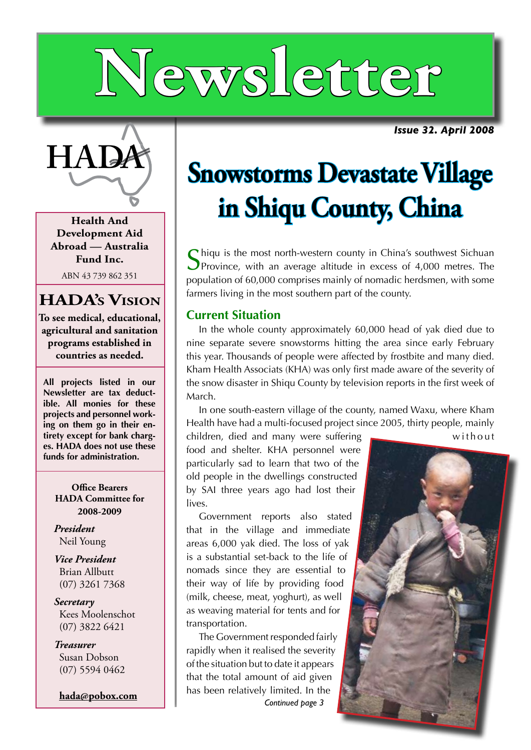# Newsletter

*Issue 32. April 2008*

HADA

**Health And Development Aid Abroad — Australia Fund Inc.**

ABN 43 739 862 351

## HADA's Vision

**To see medical, educational, agricultural and sanitation programs established in countries as needed.**

**All projects listed in our Newsletter are tax deductible. All monies for these projects and personnel working on them go in their entirety except for bank charges. HADA does not use these funds for administration.**

**Office Bearers HADA Committee for 2008-2009**

***President***
Neil Young

***Vice President***
Brian Allbutt
(07) 3261 7368

***Secretary***
Kees Moolenschot
(07) 3822 6421

***Treasurer***
Susan Dobson
(07) 5594 0462

**hada@pobox.com**

# Snowstorms Devastate Village in Shiqu County, China

Shiqu is the most north-western county in China's southwest Sichuan Province, with an average altitude in excess of 4,000 metres. The population of 60,000 comprises mainly of nomadic herdsmen, with some farmers living in the most southern part of the county.

## Current Situation

In the whole county approximately 60,000 head of yak died due to nine separate severe snowstorms hitting the area since early February this year. Thousands of people were affected by frostbite and many died. Kham Health Associats (KHA) was only first made aware of the severity of the snow disaster in Shiqu County by television reports in the first week of March.

In one south-eastern village of the county, named Waxu, where Kham Health have had a multi-focused project since 2005, thirty people, mainly children, died and many were suffering without food and shelter. KHA personnel were particularly sad to learn that two of the old people in the dwellings constructed by SAI three years ago had lost their lives.

Government reports also stated that in the village and immediate areas 6,000 yak died. The loss of yak is a substantial set-back to the life of nomads since they are essential to their way of life by providing food (milk, cheese, meat, yoghurt), as well as weaving material for tents and for transportation.

The Government responded fairly rapidly when it realised the severity of the situation but to date it appears that the total amount of aid given has been relatively limited. In the

*Continued page 3*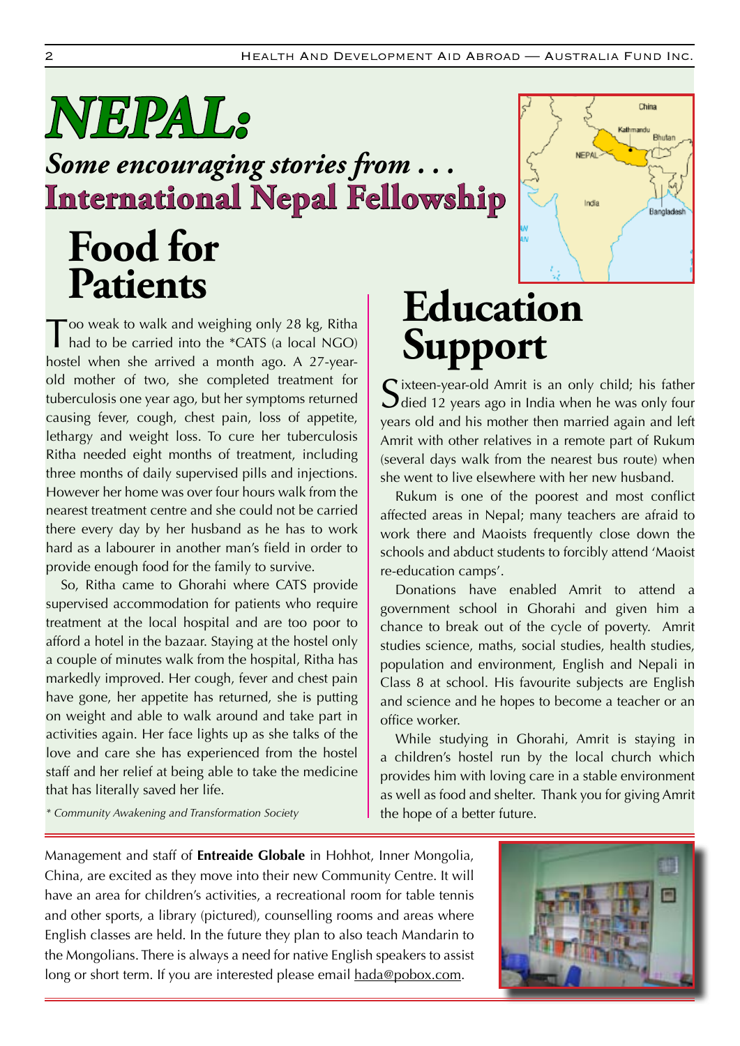# NEPAL:

## *Some encouraging stories from . . .* International Nepal Fellowship

## Food for Patients

Too weak to walk and weighing only 28 kg, Ritha had to be carried into the *CATS (a local NGO) hostel when she arrived a month ago. A 27-year-old mother of two, she completed treatment for tuberculosis one year ago, but her symptoms returned causing fever, cough, chest pain, loss of appetite, lethargy and weight loss. To cure her tuberculosis Ritha needed eight months of treatment, including three months of daily supervised pills and injections. However her home was over four hours walk from the nearest treatment centre and she could not be carried there every day by her husband as he has to work hard as a labourer in another man's field in order to provide enough food for the family to survive.

So, Ritha came to Ghorahi where CATS provide supervised accommodation for patients who require treatment at the local hospital and are too poor to afford a hotel in the bazaar. Staying at the hostel only a couple of minutes walk from the hospital, Ritha has markedly improved. Her cough, fever and chest pain have gone, her appetite has returned, she is putting on weight and able to walk around and take part in activities again. Her face lights up as she talks of the love and care she has experienced from the hostel staff and her relief at being able to take the medicine that has literally saved her life.

*\* Community Awakening and Transformation Society*

## Education Support

Sixteen-year-old Amrit is an only child; his father died 12 years ago in India when he was only four years old and his mother then married again and left Amrit with other relatives in a remote part of Rukum (several days walk from the nearest bus route) when she went to live elsewhere with her new husband.

Rukum is one of the poorest and most conflict affected areas in Nepal; many teachers are afraid to work there and Maoists frequently close down the schools and abduct students to forcibly attend 'Maoist re-education camps'.

Donations have enabled Amrit to attend a government school in Ghorahi and given him a chance to break out of the cycle of poverty. Amrit studies science, maths, social studies, health studies, population and environment, English and Nepali in Class 8 at school. His favourite subjects are English and science and he hopes to become a teacher or an office worker.

While studying in Ghorahi, Amrit is staying in a children's hostel run by the local church which provides him with loving care in a stable environment as well as food and shelter. Thank you for giving Amrit the hope of a better future.

---

Management and staff of **Entreaide Globale** in Hohhot, Inner Mongolia, China, are excited as they move into their new Community Centre. It will have an area for children's activities, a recreational room for table tennis and other sports, a library (pictured), counselling rooms and areas where English classes are held. In the future they plan to also teach Mandarin to the Mongolians. There is always a need for native English speakers to assist long or short term. If you are interested please email hada@pobox.com.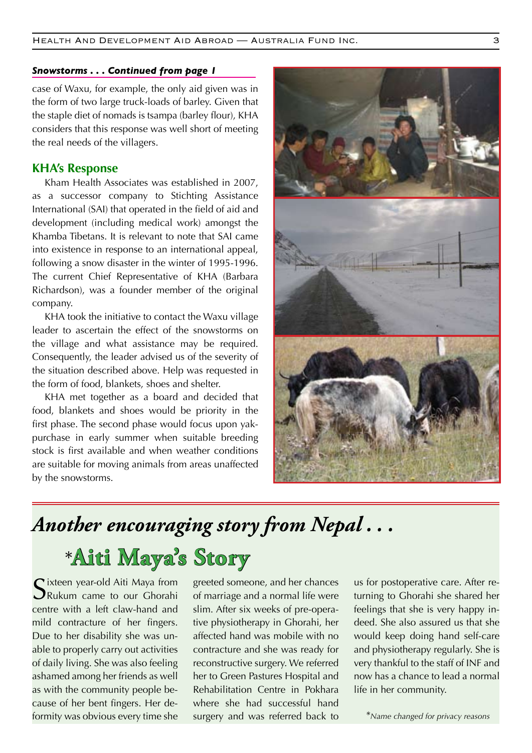***Snowstorms . . . Continued from page 1***

case of Waxu, for example, the only aid given was in the form of two large truck-loads of barley. Given that the staple diet of nomads is tsampa (barley flour), KHA considers that this response was well short of meeting the real needs of the villagers.

## KHA's Response

Kham Health Associates was established in 2007, as a successor company to Stichting Assistance International (SAI) that operated in the field of aid and development (including medical work) amongst the Khamba Tibetans. It is relevant to note that SAI came into existence in response to an international appeal, following a snow disaster in the winter of 1995-1996. The current Chief Representative of KHA (Barbara Richardson), was a founder member of the original company.

KHA took the initiative to contact the Waxu village leader to ascertain the effect of the snowstorms on the village and what assistance may be required. Consequently, the leader advised us of the severity of the situation described above. Help was requested in the form of food, blankets, shoes and shelter.

KHA met together as a board and decided that food, blankets and shoes would be priority in the first phase. The second phase would focus upon yak-purchase in early summer when suitable breeding stock is first available and when weather conditions are suitable for moving animals from areas unaffected by the snowstorms.

# *Another encouraging story from Nepal . . .*

## *Aiti Maya's Story

Sixteen year-old Aiti Maya from Rukum came to our Ghorahi centre with a left claw-hand and mild contracture of her fingers. Due to her disability she was unable to properly carry out activities of daily living. She was also feeling ashamed among her friends as well as with the community people because of her bent fingers. Her deformity was obvious every time she greeted someone, and her chances of marriage and a normal life were slim. After six weeks of pre-operative physiotherapy in Ghorahi, her affected hand was mobile with no contracture and she was ready for reconstructive surgery. We referred her to Green Pastures Hospital and Rehabilitation Centre in Pokhara where she had successful hand surgery and was referred back to us for postoperative care. After returning to Ghorahi she shared her feelings that she is very happy indeed. She also assured us that she would keep doing hand self-care and physiotherapy regularly. She is very thankful to the staff of INF and now has a chance to lead a normal life in her community.

**Name changed for privacy reasons*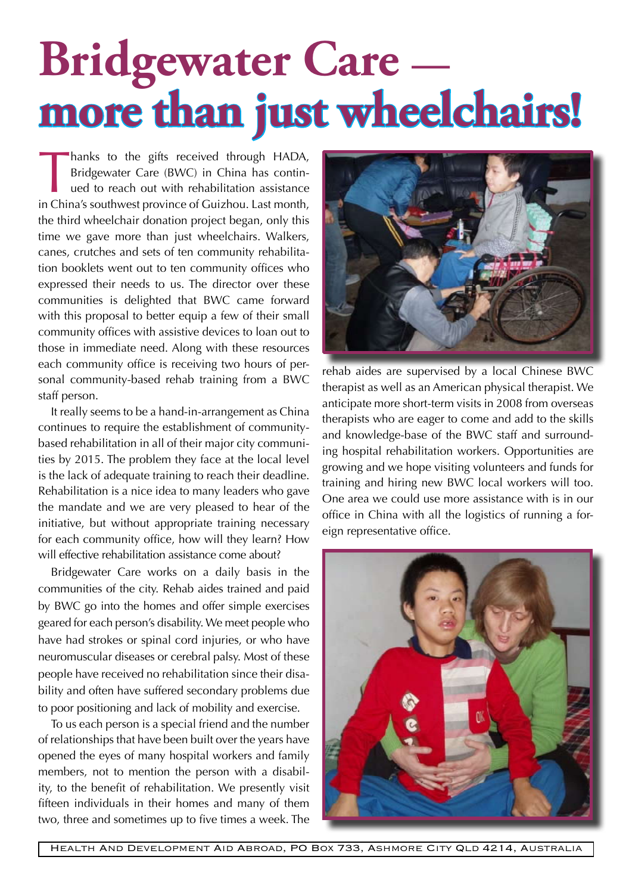# Bridgewater Care — more than just wheelchairs!

Thanks to the gifts received through HADA, Bridgewater Care (BWC) in China has continued to reach out with rehabilitation assistance in China's southwest province of Guizhou. Last month, the third wheelchair donation project began, only this time we gave more than just wheelchairs. Walkers, canes, crutches and sets of ten community rehabilitation booklets went out to ten community offices who expressed their needs to us. The director over these communities is delighted that BWC came forward with this proposal to better equip a few of their small community offices with assistive devices to loan out to those in immediate need. Along with these resources each community office is receiving two hours of personal community-based rehab training from a BWC staff person.

It really seems to be a hand-in-arrangement as China continues to require the establishment of community-based rehabilitation in all of their major city communities by 2015. The problem they face at the local level is the lack of adequate training to reach their deadline. Rehabilitation is a nice idea to many leaders who gave the mandate and we are very pleased to hear of the initiative, but without appropriate training necessary for each community office, how will they learn? How will effective rehabilitation assistance come about?

Bridgewater Care works on a daily basis in the communities of the city. Rehab aides trained and paid by BWC go into the homes and offer simple exercises geared for each person's disability. We meet people who have had strokes or spinal cord injuries, or who have neuromuscular diseases or cerebral palsy. Most of these people have received no rehabilitation since their disability and often have suffered secondary problems due to poor positioning and lack of mobility and exercise.

To us each person is a special friend and the number of relationships that have been built over the years have opened the eyes of many hospital workers and family members, not to mention the person with a disability, to the benefit of rehabilitation. We presently visit fifteen individuals in their homes and many of them two, three and sometimes up to five times a week. The rehab aides are supervised by a local Chinese BWC therapist as well as an American physical therapist. We anticipate more short-term visits in 2008 from overseas therapists who are eager to come and add to the skills and knowledge-base of the BWC staff and surrounding hospital rehabilitation workers. Opportunities are growing and we hope visiting volunteers and funds for training and hiring new BWC local workers will too. One area we could use more assistance with is in our office in China with all the logistics of running a foreign representative office.